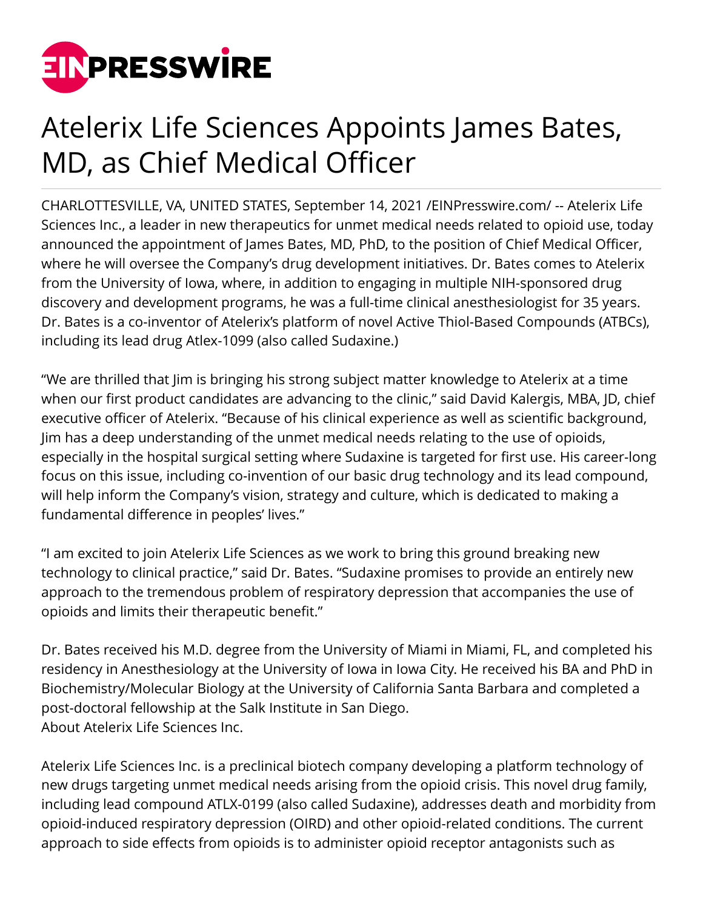# Atelerix Life Sciences Appoints James Bates, MD, as Chief Medical Officer

CHARLOTTESVILLE, VA, UNITED STATES, September 14, 2021 /EINPresswire.com/ -- Atelerix Life Sciences Inc., a leader in new therapeutics for unmet medical needs related to opioid use, today announced the appointment of James Bates, MD, PhD, to the position of Chief Medical Officer, where he will oversee the Company's drug development initiatives. Dr. Bates comes to Atelerix from the University of Iowa, where, in addition to engaging in multiple NIH-sponsored drug discovery and development programs, he was a full-time clinical anesthesiologist for 35 years. Dr. Bates is a co-inventor of Atelerix's platform of novel Active Thiol-Based Compounds (ATBCs), including its lead drug Atlex-1099 (also called Sudaxine.)

"We are thrilled that Jim is bringing his strong subject matter knowledge to Atelerix at a time when our first product candidates are advancing to the clinic," said David Kalergis, MBA, JD, chief executive officer of Atelerix. "Because of his clinical experience as well as scientific background, Jim has a deep understanding of the unmet medical needs relating to the use of opioids, especially in the hospital surgical setting where Sudaxine is targeted for first use. His career-long focus on this issue, including co-invention of our basic drug technology and its lead compound, will help inform the Company's vision, strategy and culture, which is dedicated to making a fundamental difference in peoples' lives."

"I am excited to join Atelerix Life Sciences as we work to bring this ground breaking new technology to clinical practice," said Dr. Bates. "Sudaxine promises to provide an entirely new approach to the tremendous problem of respiratory depression that accompanies the use of opioids and limits their therapeutic benefit."

Dr. Bates received his M.D. degree from the University of Miami in Miami, FL, and completed his residency in Anesthesiology at the University of Iowa in Iowa City. He received his BA and PhD in Biochemistry/Molecular Biology at the University of California Santa Barbara and completed a post-doctoral fellowship at the Salk Institute in San Diego.

About Atelerix Life Sciences Inc.

Atelerix Life Sciences Inc. is a preclinical biotech company developing a platform technology of new drugs targeting unmet medical needs arising from the opioid crisis. This novel drug family, including lead compound ATLX-0199 (also called Sudaxine), addresses death and morbidity from opioid-induced respiratory depression (OIRD) and other opioid-related conditions. The current approach to side effects from opioids is to administer opioid receptor antagonists such as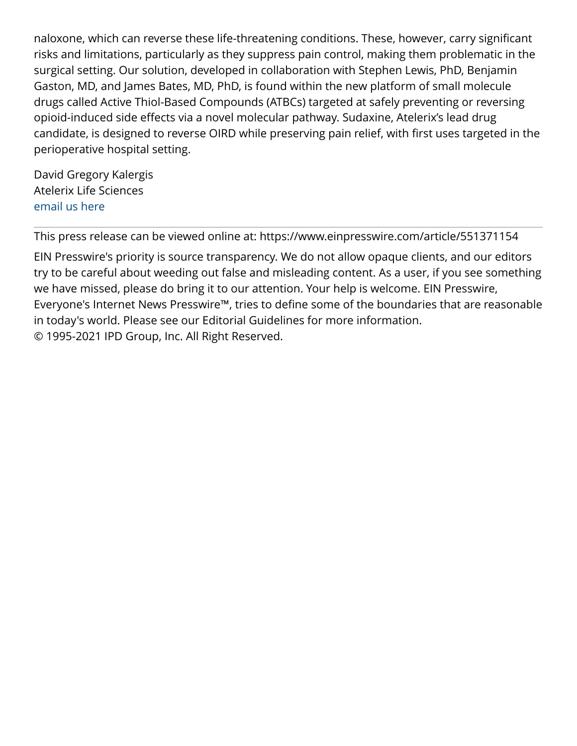naloxone, which can reverse these life-threatening conditions. These, however, carry significant risks and limitations, particularly as they suppress pain control, making them problematic in the surgical setting. Our solution, developed in collaboration with Stephen Lewis, PhD, Benjamin Gaston, MD, and James Bates, MD, PhD, is found within the new platform of small molecule drugs called Active Thiol-Based Compounds (ATBCs) targeted at safely preventing or reversing opioid-induced side effects via a novel molecular pathway. Sudaxine, Atelerix's lead drug candidate, is designed to reverse OIRD while preserving pain relief, with first uses targeted in the perioperative hospital setting.

David Gregory Kalergis
Atelerix Life Sciences
email us here

---

This press release can be viewed online at: https://www.einpresswire.com/article/551371154

EIN Presswire's priority is source transparency. We do not allow opaque clients, and our editors try to be careful about weeding out false and misleading content. As a user, if you see something we have missed, please do bring it to our attention. Your help is welcome. EIN Presswire, Everyone's Internet News Presswire™, tries to define some of the boundaries that are reasonable in today's world. Please see our Editorial Guidelines for more information.
© 1995-2021 IPD Group, Inc. All Right Reserved.